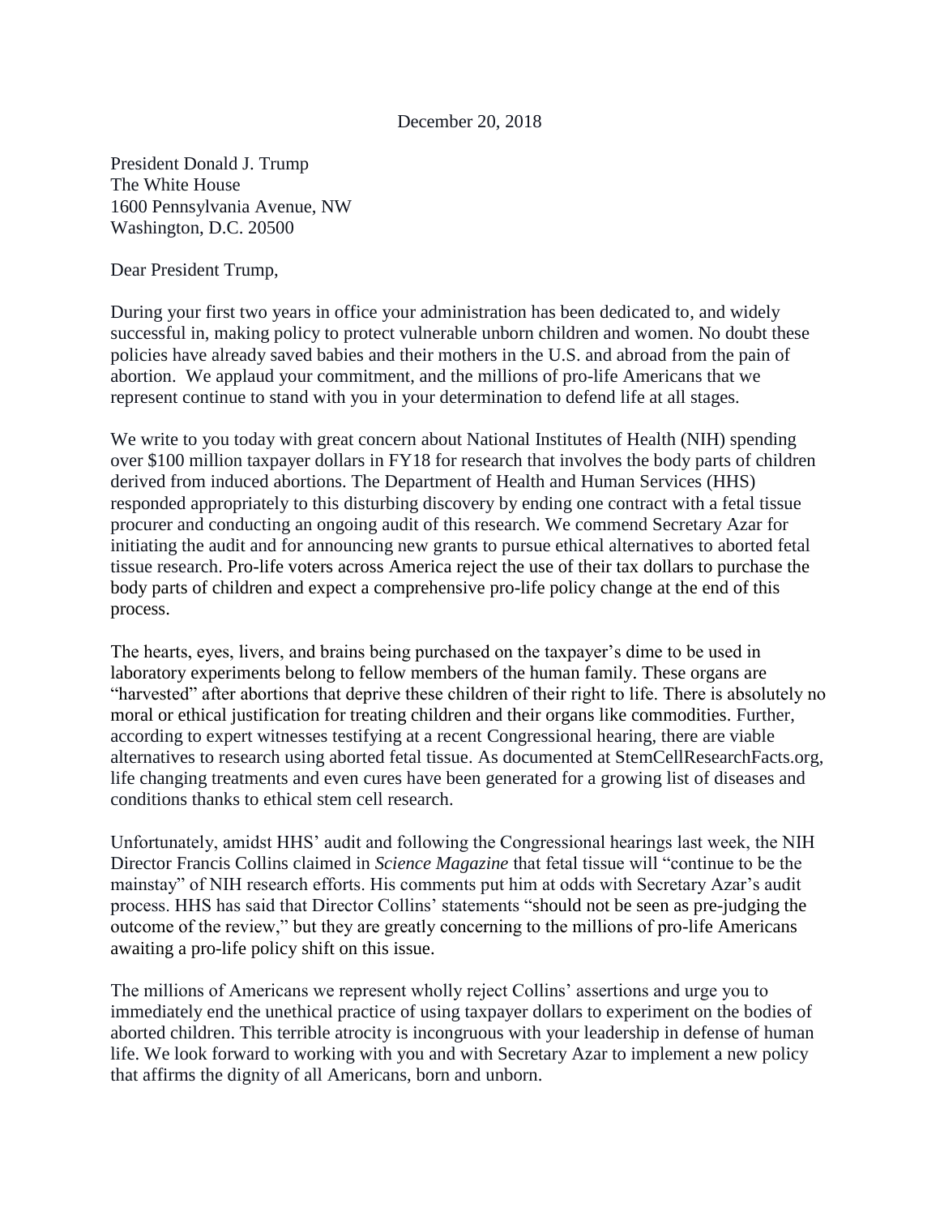December 20, 2018

President Donald J. Trump
The White House
1600 Pennsylvania Avenue, NW
Washington, D.C. 20500

Dear President Trump,

During your first two years in office your administration has been dedicated to, and widely successful in, making policy to protect vulnerable unborn children and women. No doubt these policies have already saved babies and their mothers in the U.S. and abroad from the pain of abortion. We applaud your commitment, and the millions of pro-life Americans that we represent continue to stand with you in your determination to defend life at all stages.

We write to you today with great concern about National Institutes of Health (NIH) spending over $100 million taxpayer dollars in FY18 for research that involves the body parts of children derived from induced abortions. The Department of Health and Human Services (HHS) responded appropriately to this disturbing discovery by ending one contract with a fetal tissue procurer and conducting an ongoing audit of this research. We commend Secretary Azar for initiating the audit and for announcing new grants to pursue ethical alternatives to aborted fetal tissue research. Pro-life voters across America reject the use of their tax dollars to purchase the body parts of children and expect a comprehensive pro-life policy change at the end of this process.

The hearts, eyes, livers, and brains being purchased on the taxpayer's dime to be used in laboratory experiments belong to fellow members of the human family. These organs are "harvested" after abortions that deprive these children of their right to life. There is absolutely no moral or ethical justification for treating children and their organs like commodities. Further, according to expert witnesses testifying at a recent Congressional hearing, there are viable alternatives to research using aborted fetal tissue. As documented at StemCellResearchFacts.org, life changing treatments and even cures have been generated for a growing list of diseases and conditions thanks to ethical stem cell research.

Unfortunately, amidst HHS' audit and following the Congressional hearings last week, the NIH Director Francis Collins claimed in *Science Magazine* that fetal tissue will "continue to be the mainstay" of NIH research efforts. His comments put him at odds with Secretary Azar's audit process. HHS has said that Director Collins' statements "should not be seen as pre-judging the outcome of the review," but they are greatly concerning to the millions of pro-life Americans awaiting a pro-life policy shift on this issue.

The millions of Americans we represent wholly reject Collins' assertions and urge you to immediately end the unethical practice of using taxpayer dollars to experiment on the bodies of aborted children. This terrible atrocity is incongruous with your leadership in defense of human life. We look forward to working with you and with Secretary Azar to implement a new policy that affirms the dignity of all Americans, born and unborn.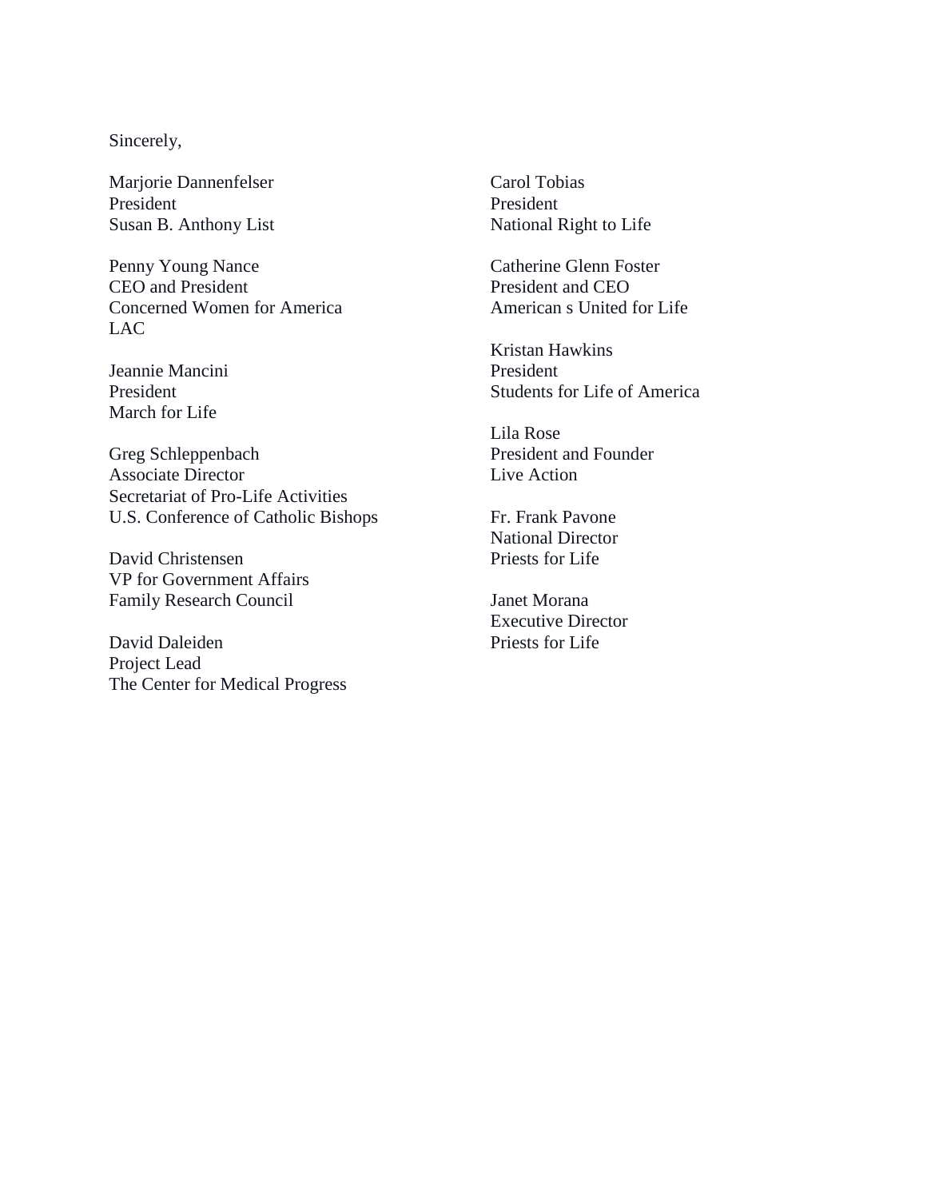Sincerely,

Marjorie Dannenfelser
President
Susan B. Anthony List

Penny Young Nance
CEO and President
Concerned Women for America
LAC

Jeannie Mancini
President
March for Life

Greg Schleppenbach
Associate Director
Secretariat of Pro-Life Activities
U.S. Conference of Catholic Bishops

David Christensen
VP for Government Affairs
Family Research Council

David Daleiden
Project Lead
The Center for Medical Progress

Carol Tobias
President
National Right to Life

Catherine Glenn Foster
President and CEO
American s United for Life

Kristan Hawkins
President
Students for Life of America

Lila Rose
President and Founder
Live Action

Fr. Frank Pavone
National Director
Priests for Life

Janet Morana
Executive Director
Priests for Life